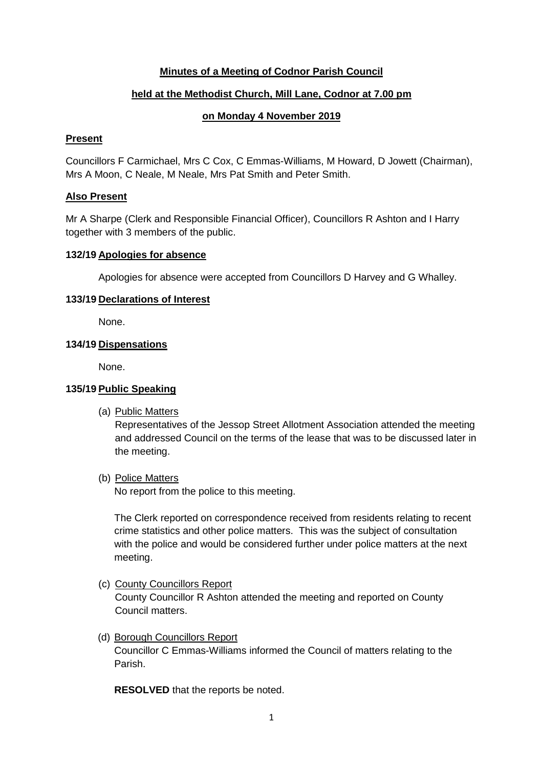**Minutes of a Meeting of Codnor Parish Council**

**held at the Methodist Church, Mill Lane, Codnor at 7.00 pm**

**on Monday 4 November 2019**

**Present**

Councillors F Carmichael, Mrs C Cox, C Emmas-Williams, M Howard, D Jowett (Chairman), Mrs A Moon, C Neale, M Neale, Mrs Pat Smith and Peter Smith.

**Also Present**

Mr A Sharpe (Clerk and Responsible Financial Officer), Councillors R Ashton and I Harry together with 3 members of the public.

**132/19 Apologies for absence**

Apologies for absence were accepted from Councillors D Harvey and G Whalley.

**133/19 Declarations of Interest**

None.

**134/19 Dispensations**

None.

**135/19 Public Speaking**

(a) Public Matters

Representatives of the Jessop Street Allotment Association attended the meeting and addressed Council on the terms of the lease that was to be discussed later in the meeting.

(b) Police Matters

No report from the police to this meeting.

The Clerk reported on correspondence received from residents relating to recent crime statistics and other police matters. This was the subject of consultation with the police and would be considered further under police matters at the next meeting.

(c) County Councillors Report

County Councillor R Ashton attended the meeting and reported on County Council matters.

(d) Borough Councillors Report

Councillor C Emmas-Williams informed the Council of matters relating to the Parish.

**RESOLVED** that the reports be noted.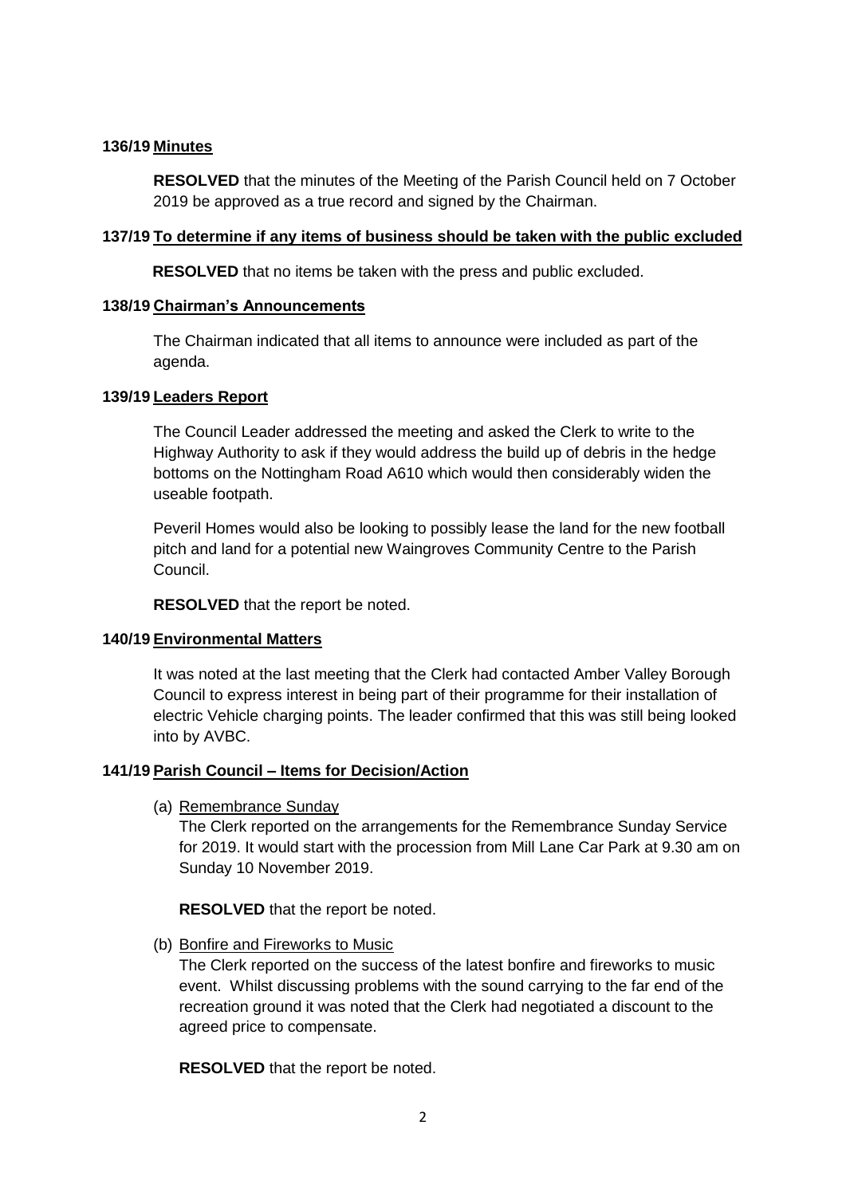**136/19 Minutes**

**RESOLVED** that the minutes of the Meeting of the Parish Council held on 7 October 2019 be approved as a true record and signed by the Chairman.

**137/19 To determine if any items of business should be taken with the public excluded**

**RESOLVED** that no items be taken with the press and public excluded.

**138/19 Chairman's Announcements**

The Chairman indicated that all items to announce were included as part of the agenda.

**139/19 Leaders Report**

The Council Leader addressed the meeting and asked the Clerk to write to the Highway Authority to ask if they would address the build up of debris in the hedge bottoms on the Nottingham Road A610 which would then considerably widen the useable footpath.

Peveril Homes would also be looking to possibly lease the land for the new football pitch and land for a potential new Waingroves Community Centre to the Parish Council.

**RESOLVED** that the report be noted.

**140/19 Environmental Matters**

It was noted at the last meeting that the Clerk had contacted Amber Valley Borough Council to express interest in being part of their programme for their installation of electric Vehicle charging points. The leader confirmed that this was still being looked into by AVBC.

**141/19 Parish Council – Items for Decision/Action**

(a) Remembrance Sunday

The Clerk reported on the arrangements for the Remembrance Sunday Service for 2019. It would start with the procession from Mill Lane Car Park at 9.30 am on Sunday 10 November 2019.

**RESOLVED** that the report be noted.

(b) Bonfire and Fireworks to Music

The Clerk reported on the success of the latest bonfire and fireworks to music event. Whilst discussing problems with the sound carrying to the far end of the recreation ground it was noted that the Clerk had negotiated a discount to the agreed price to compensate.

**RESOLVED** that the report be noted.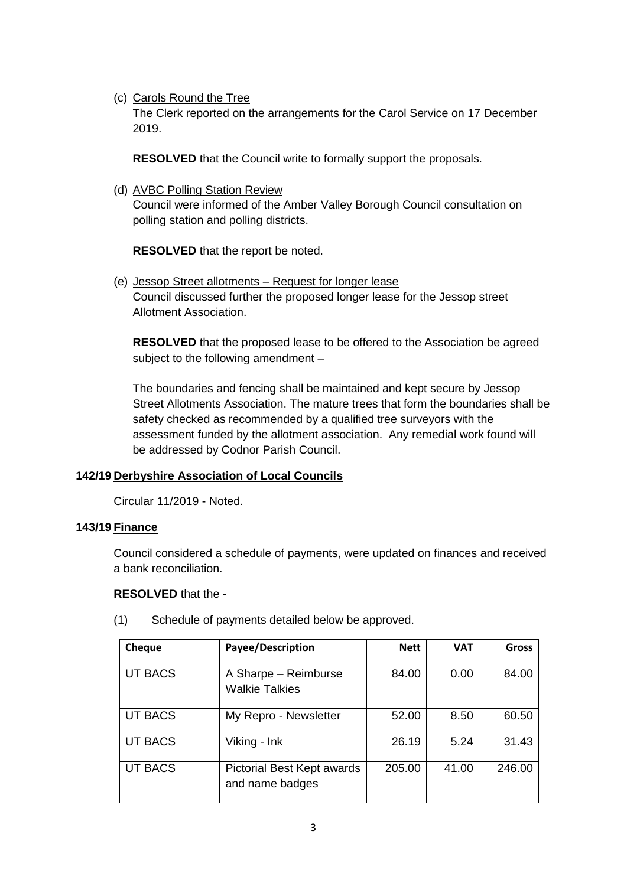(c) Carols Round the Tree

The Clerk reported on the arrangements for the Carol Service on 17 December 2019.

**RESOLVED** that the Council write to formally support the proposals.

(d) AVBC Polling Station Review

Council were informed of the Amber Valley Borough Council consultation on polling station and polling districts.

**RESOLVED** that the report be noted.

(e) Jessop Street allotments – Request for longer lease

Council discussed further the proposed longer lease for the Jessop street Allotment Association.

**RESOLVED** that the proposed lease to be offered to the Association be agreed subject to the following amendment –

The boundaries and fencing shall be maintained and kept secure by Jessop Street Allotments Association. The mature trees that form the boundaries shall be safety checked as recommended by a qualified tree surveyors with the assessment funded by the allotment association. Any remedial work found will be addressed by Codnor Parish Council.

## 142/19 Derbyshire Association of Local Councils

Circular 11/2019 - Noted.

## 143/19 Finance

Council considered a schedule of payments, were updated on finances and received a bank reconciliation.

**RESOLVED** that the -

(1) Schedule of payments detailed below be approved.

| Cheque | Payee/Description | Nett | VAT | Gross |
|---|---|---|---|---|
| UT BACS | A Sharpe – Reimburse Walkie Talkies | 84.00 | 0.00 | 84.00 |
| UT BACS | My Repro - Newsletter | 52.00 | 8.50 | 60.50 |
| UT BACS | Viking - Ink | 26.19 | 5.24 | 31.43 |
| UT BACS | Pictorial Best Kept awards and name badges | 205.00 | 41.00 | 246.00 |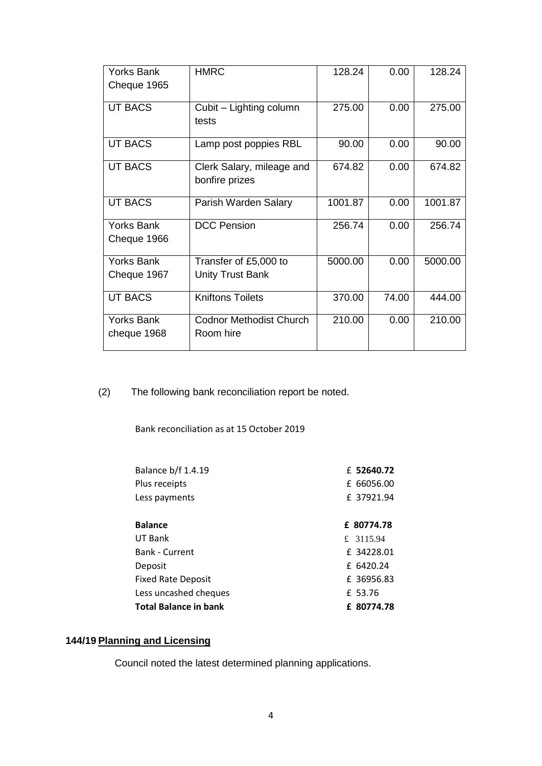| Yorks Bank Cheque 1965 | HMRC | 128.24 | 0.00 | 128.24 |
|---|---|---|---|---|
| UT BACS | Cubit – Lighting column tests | 275.00 | 0.00 | 275.00 |
| UT BACS | Lamp post poppies RBL | 90.00 | 0.00 | 90.00 |
| UT BACS | Clerk Salary, mileage and bonfire prizes | 674.82 | 0.00 | 674.82 |
| UT BACS | Parish Warden Salary | 1001.87 | 0.00 | 1001.87 |
| Yorks Bank Cheque 1966 | DCC Pension | 256.74 | 0.00 | 256.74 |
| Yorks Bank Cheque 1967 | Transfer of £5,000 to Unity Trust Bank | 5000.00 | 0.00 | 5000.00 |
| UT BACS | Kniftons Toilets | 370.00 | 74.00 | 444.00 |
| Yorks Bank cheque 1968 | Codnor Methodist Church Room hire | 210.00 | 0.00 | 210.00 |

(2) The following bank reconciliation report be noted.

Bank reconciliation as at 15 October 2019

| | |
|---|---|
| Balance b/f 1.4.19 | £ **52640.72** |
| Plus receipts | £ 66056.00 |
| Less payments | £ 37921.94 |
| | |
| **Balance** | **£ 80774.78** |
| UT Bank | £ 3115.94 |
| Bank - Current | £ 34228.01 |
| Deposit | £ 6420.24 |
| Fixed Rate Deposit | £ 36956.83 |
| Less uncashed cheques | £ 53.76 |
| **Total Balance in bank** | **£ 80774.78** |

**144/19 Planning and Licensing**

Council noted the latest determined planning applications.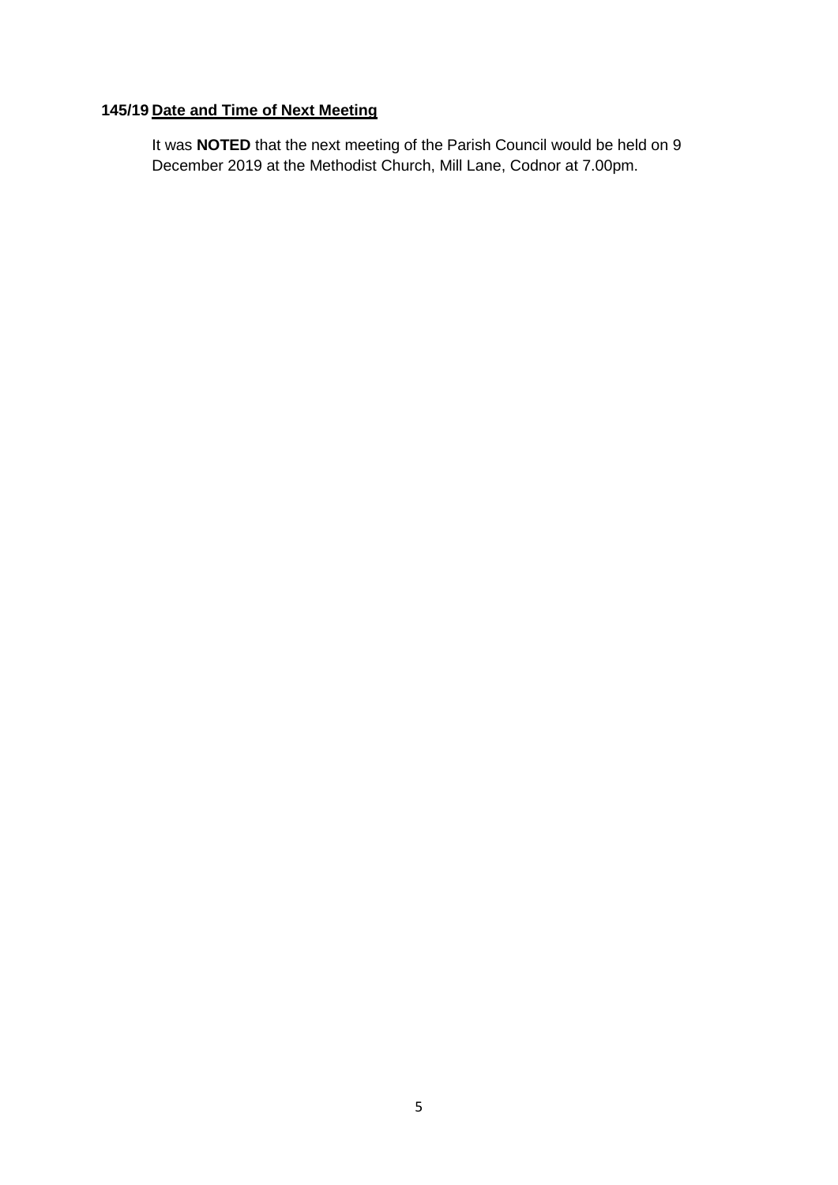**145/19 <u>Date and Time of Next Meeting</u>**

It was **NOTED** that the next meeting of the Parish Council would be held on 9 December 2019 at the Methodist Church, Mill Lane, Codnor at 7.00pm.